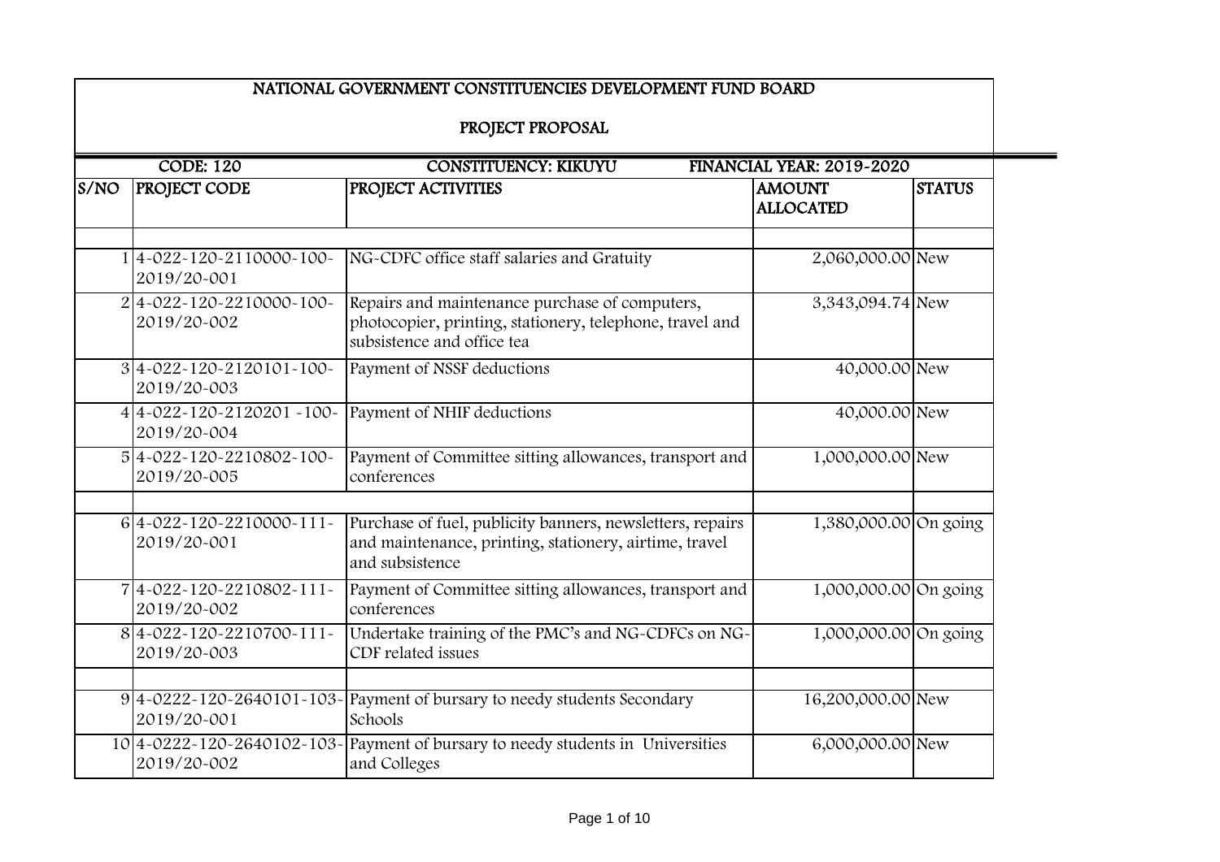# NATIONAL GOVERNMENT CONSTITUENCIES DEVELOPMENT FUND BOARD

## PROJECT PROPOSAL

**CODE: 120** **CONSTITUENCY: KIKUYU** **FINANCIAL YEAR: 2019-2020**

| S/NO | PROJECT CODE | PROJECT ACTIVITIES | AMOUNT ALLOCATED | STATUS |
|---|---|---|---|---|
| | | | | |
| 1 | 4-022-120-2110000-100-2019/20-001 | NG-CDFC office staff salaries and Gratuity | 2,060,000.00 | New |
| 2 | 4-022-120-2210000-100-2019/20-002 | Repairs and maintenance purchase of computers, photocopier, printing, stationery, telephone, travel and subsistence and office tea | 3,343,094.74 | New |
| 3 | 4-022-120-2120101-100-2019/20-003 | Payment of NSSF deductions | 40,000.00 | New |
| 4 | 4-022-120-2120201 -100-2019/20-004 | Payment of NHIF deductions | 40,000.00 | New |
| 5 | 4-022-120-2210802-100-2019/20-005 | Payment of Committee sitting allowances, transport and conferences | 1,000,000.00 | New |
| | | | | |
| 6 | 4-022-120-2210000-111-2019/20-001 | Purchase of fuel, publicity banners, newsletters, repairs and maintenance, printing, stationery, airtime, travel and subsistence | 1,380,000.00 | On going |
| 7 | 4-022-120-2210802-111-2019/20-002 | Payment of Committee sitting allowances, transport and conferences | 1,000,000.00 | On going |
| 8 | 4-022-120-2210700-111-2019/20-003 | Undertake training of the PMC's and NG-CDFCs on NG-CDF related issues | 1,000,000.00 | On going |
| | | | | |
| 9 | 4-0222-120-2640101-103-2019/20-001 | Payment of bursary to needy students Secondary Schools | 16,200,000.00 | New |
| 10 | 4-0222-120-2640102-103-2019/20-002 | Payment of bursary to needy students in Universities and Colleges | 6,000,000.00 | New |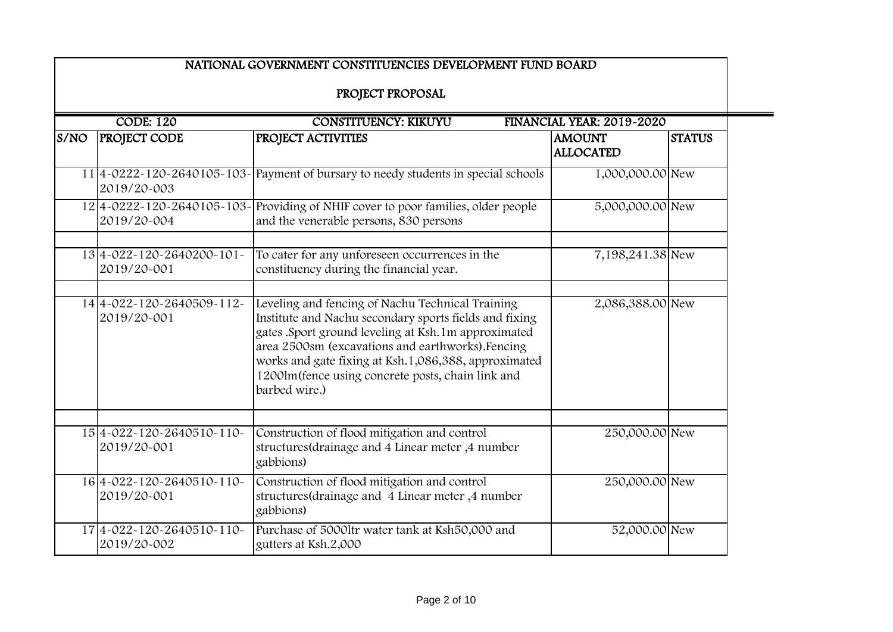## NATIONAL GOVERNMENT CONSTITUENCIES DEVELOPMENT FUND BOARD

### PROJECT PROPOSAL

**CODE: 120** | **CONSTITUENCY: KIKUYU** | **FINANCIAL YEAR: 2019-2020**

| S/NO | PROJECT CODE | PROJECT ACTIVITIES | AMOUNT ALLOCATED | STATUS |
|---|---|---|---|---|
| 11 | 4-0222-120-2640105-103-2019/20-003 | Payment of bursary to needy students in special schools | 1,000,000.00 | New |
| 12 | 4-0222-120-2640105-103-2019/20-004 | Providing of NHIF cover to poor families, older people and the venerable persons, 830 persons | 5,000,000.00 | New |
| | | | | |
| 13 | 4-022-120-2640200-101-2019/20-001 | To cater for any unforeseen occurrences in the constituency during the financial year. | 7,198,241.38 | New |
| | | | | |
| 14 | 4-022-120-2640509-112-2019/20-001 | Leveling and fencing of Nachu Technical Training Institute and Nachu secondary sports fields and fixing gates .Sport ground leveling at Ksh.1m approximated area 2500sm (excavations and earthworks).Fencing works and gate fixing at Ksh.1,086,388, approximated 1200lm(fence using concrete posts, chain link and barbed wire.) | 2,086,388.00 | New |
| | | | | |
| 15 | 4-022-120-2640510-110-2019/20-001 | Construction of flood mitigation and control structures(drainage and 4 Linear meter ,4 number gabbions) | 250,000.00 | New |
| 16 | 4-022-120-2640510-110-2019/20-001 | Construction of flood mitigation and control structures(drainage and 4 Linear meter ,4 number gabbions) | 250,000.00 | New |
| 17 | 4-022-120-2640510-110-2019/20-002 | Purchase of 5000ltr water tank at Ksh50,000 and gutters at Ksh.2,000 | 52,000.00 | New |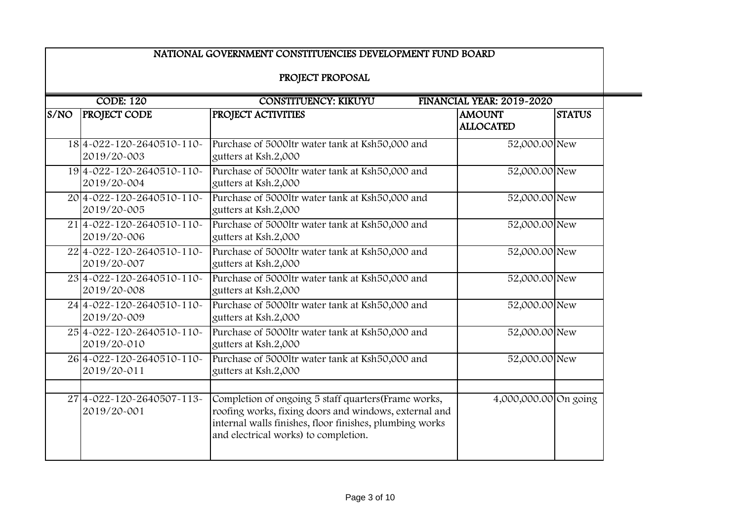## NATIONAL GOVERNMENT CONSTITUENCIES DEVELOPMENT FUND BOARD

### PROJECT PROPOSAL

**CODE: 120** | **CONSTITUENCY: KIKUYU** | **FINANCIAL YEAR: 2019-2020**

| S/NO | PROJECT CODE | PROJECT ACTIVITIES | AMOUNT ALLOCATED | STATUS |
|---|---|---|---|---|
| 18 | 4-022-120-2640510-110-2019/20-003 | Purchase of 5000ltr water tank at Ksh50,000 and gutters at Ksh.2,000 | 52,000.00 | New |
| 19 | 4-022-120-2640510-110-2019/20-004 | Purchase of 5000ltr water tank at Ksh50,000 and gutters at Ksh.2,000 | 52,000.00 | New |
| 20 | 4-022-120-2640510-110-2019/20-005 | Purchase of 5000ltr water tank at Ksh50,000 and gutters at Ksh.2,000 | 52,000.00 | New |
| 21 | 4-022-120-2640510-110-2019/20-006 | Purchase of 5000ltr water tank at Ksh50,000 and gutters at Ksh.2,000 | 52,000.00 | New |
| 22 | 4-022-120-2640510-110-2019/20-007 | Purchase of 5000ltr water tank at Ksh50,000 and gutters at Ksh.2,000 | 52,000.00 | New |
| 23 | 4-022-120-2640510-110-2019/20-008 | Purchase of 5000ltr water tank at Ksh50,000 and gutters at Ksh.2,000 | 52,000.00 | New |
| 24 | 4-022-120-2640510-110-2019/20-009 | Purchase of 5000ltr water tank at Ksh50,000 and gutters at Ksh.2,000 | 52,000.00 | New |
| 25 | 4-022-120-2640510-110-2019/20-010 | Purchase of 5000ltr water tank at Ksh50,000 and gutters at Ksh.2,000 | 52,000.00 | New |
| 26 | 4-022-120-2640510-110-2019/20-011 | Purchase of 5000ltr water tank at Ksh50,000 and gutters at Ksh.2,000 | 52,000.00 | New |
| | | | | |
| 27 | 4-022-120-2640507-113-2019/20-001 | Completion of ongoing 5 staff quarters(Frame works, roofing works, fixing doors and windows, external and internal walls finishes, floor finishes, plumbing works and electrical works) to completion. | 4,000,000.00 | On going |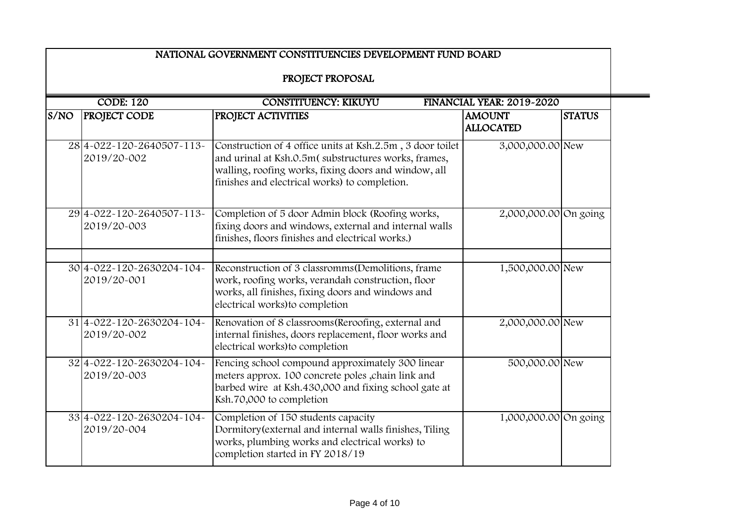NATIONAL GOVERNMENT CONSTITUENCIES DEVELOPMENT FUND BOARD

PROJECT PROPOSAL

| CODE: 120 | | CONSTITUENCY: KIKUYU | FINANCIAL YEAR: 2019-2020 | |
|---|---|---|---|---|
| S/NO | PROJECT CODE | PROJECT ACTIVITIES | AMOUNT ALLOCATED | STATUS |
| 28 | 4-022-120-2640507-113-2019/20-002 | Construction of 4 office units at Ksh.2.5m , 3 door toilet and urinal at Ksh.0.5m( substructures works, frames, walling, roofing works, fixing doors and window, all finishes and electrical works) to completion. | 3,000,000.00 | New |
| 29 | 4-022-120-2640507-113-2019/20-003 | Completion of 5 door Admin block (Roofing works, fixing doors and windows, external and internal walls finishes, floors finishes and electrical works.) | 2,000,000.00 | On going |
| | | | | |
| 30 | 4-022-120-2630204-104-2019/20-001 | Reconstruction of 3 classromms(Demolitions, frame work, roofing works, verandah construction, floor works, all finishes, fixing doors and windows and electrical works)to completion | 1,500,000.00 | New |
| 31 | 4-022-120-2630204-104-2019/20-002 | Renovation of 8 classrooms(Reroofing, external and internal finishes, doors replacement, floor works and electrical works)to completion | 2,000,000.00 | New |
| 32 | 4-022-120-2630204-104-2019/20-003 | Fencing school compound approximately 300 linear meters approx. 100 concrete poles ,chain link and barbed wire at Ksh.430,000 and fixing school gate at Ksh.70,000 to completion | 500,000.00 | New |
| 33 | 4-022-120-2630204-104-2019/20-004 | Completion of 150 students capacity Dormitory(external and internal walls finishes, Tiling works, plumbing works and electrical works) to completion started in FY 2018/19 | 1,000,000.00 | On going |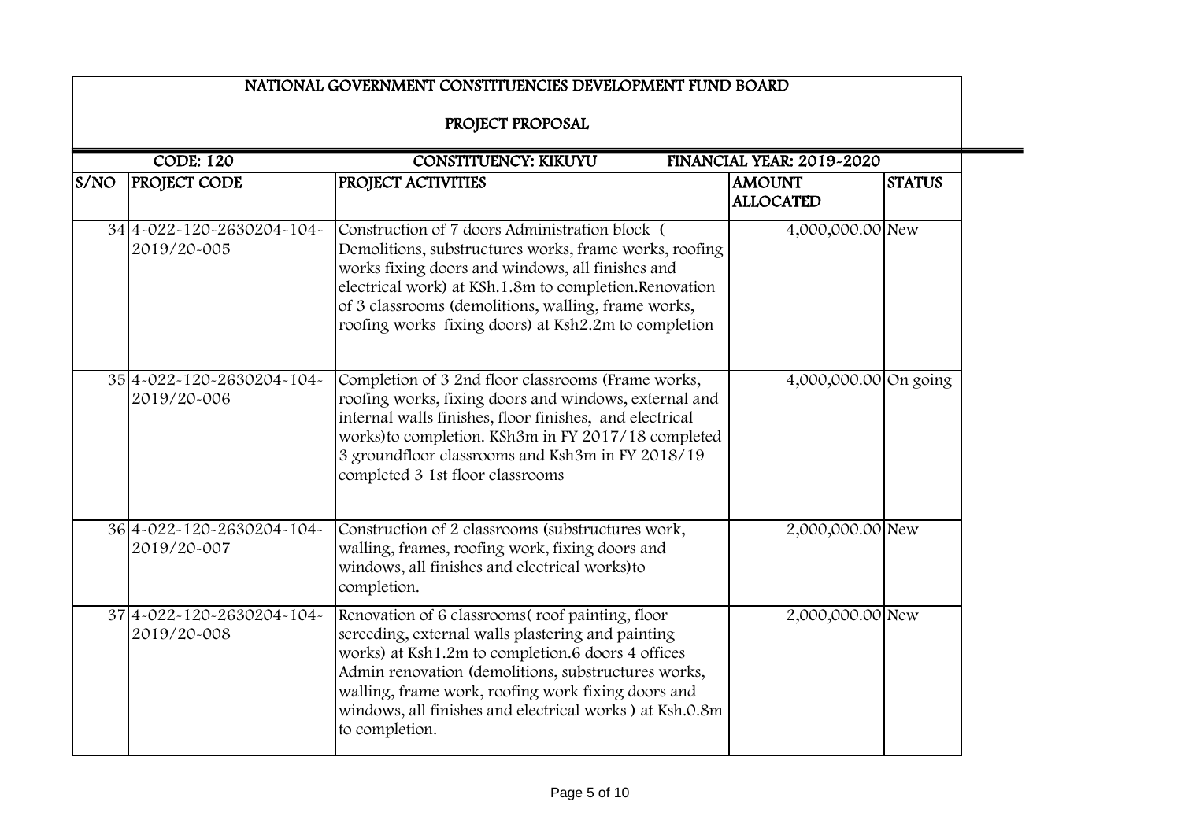## NATIONAL GOVERNMENT CONSTITUENCIES DEVELOPMENT FUND BOARD

### PROJECT PROPOSAL

| CODE: 120 | | CONSTITUENCY: KIKUYU | FINANCIAL YEAR: 2019-2020 | |
|---|---|---|---|---|
| **S/NO** | **PROJECT CODE** | **PROJECT ACTIVITIES** | **AMOUNT ALLOCATED** | **STATUS** |
| 34 | 4-022-120-2630204-104-2019/20-005 | Construction of 7 doors Administration block ( Demolitions, substructures works, frame works, roofing works fixing doors and windows, all finishes and electrical work) at KSh.1.8m to completion.Renovation of 3 classrooms (demolitions, walling, frame works, roofing works fixing doors) at Ksh2.2m to completion | 4,000,000.00 | New |
| 35 | 4-022-120-2630204-104-2019/20-006 | Completion of 3 2nd floor classrooms (Frame works, roofing works, fixing doors and windows, external and internal walls finishes, floor finishes, and electrical works)to completion. KSh3m in FY 2017/18 completed 3 groundfloor classrooms and Ksh3m in FY 2018/19 completed 3 1st floor classrooms | 4,000,000.00 | On going |
| 36 | 4-022-120-2630204-104-2019/20-007 | Construction of 2 classrooms (substructures work, walling, frames, roofing work, fixing doors and windows, all finishes and electrical works)to completion. | 2,000,000.00 | New |
| 37 | 4-022-120-2630204-104-2019/20-008 | Renovation of 6 classrooms( roof painting, floor screeding, external walls plastering and painting works) at Ksh1.2m to completion.6 doors 4 offices Admin renovation (demolitions, substructures works, walling, frame work, roofing work fixing doors and windows, all finishes and electrical works ) at Ksh.0.8m to completion. | 2,000,000.00 | New |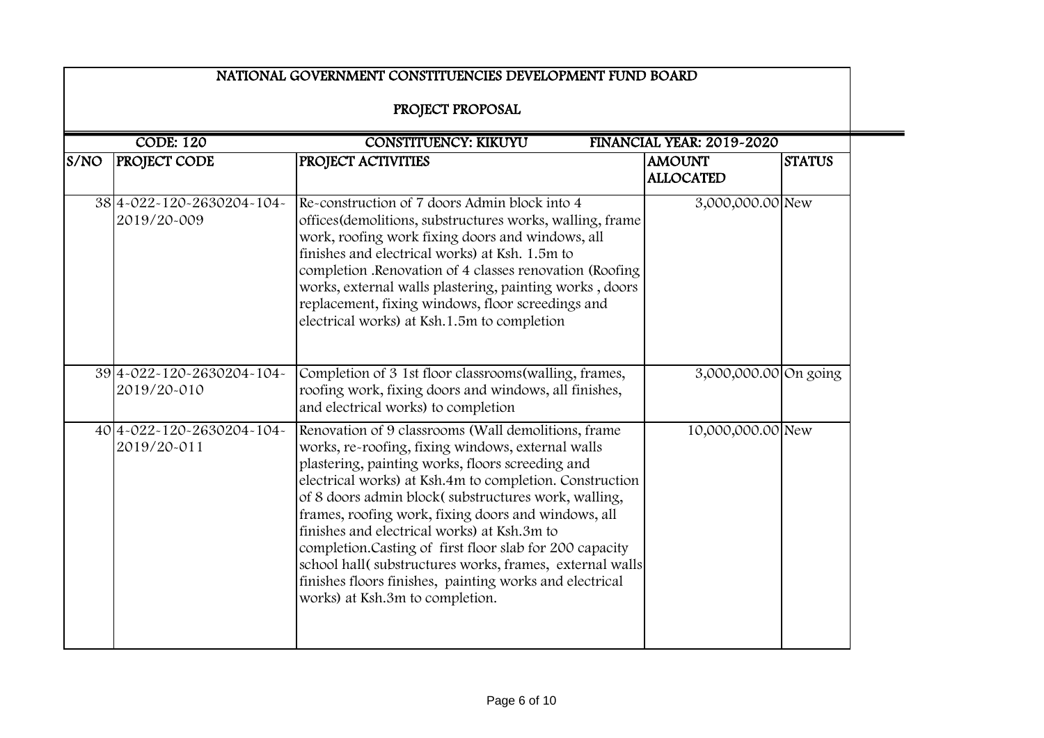# NATIONAL GOVERNMENT CONSTITUENCIES DEVELOPMENT FUND BOARD

## PROJECT PROPOSAL

| CODE: 120 | | CONSTITUENCY: KIKUYU | FINANCIAL YEAR: 2019-2020 | |
|---|---|---|---|---|
| **S/NO** | **PROJECT CODE** | **PROJECT ACTIVITIES** | **AMOUNT ALLOCATED** | **STATUS** |
| 38 | 4-022-120-2630204-104-2019/20-009 | Re-construction of 7 doors Admin block into 4 offices(demolitions, substructures works, walling, frame work, roofing work fixing doors and windows, all finishes and electrical works) at Ksh. 1.5m to completion .Renovation of 4 classes renovation (Roofing works, external walls plastering, painting works , doors replacement, fixing windows, floor screedings and electrical works) at Ksh.1.5m to completion | 3,000,000.00 | New |
| 39 | 4-022-120-2630204-104-2019/20-010 | Completion of 3 1st floor classrooms(walling, frames, roofing work, fixing doors and windows, all finishes, and electrical works) to completion | 3,000,000.00 | On going |
| 40 | 4-022-120-2630204-104-2019/20-011 | Renovation of 9 classrooms (Wall demolitions, frame works, re-roofing, fixing windows, external walls plastering, painting works, floors screeding and electrical works) at Ksh.4m to completion. Construction of 8 doors admin block( substructures work, walling, frames, roofing work, fixing doors and windows, all finishes and electrical works) at Ksh.3m to completion.Casting of first floor slab for 200 capacity school hall( substructures works, frames, external walls finishes floors finishes, painting works and electrical works) at Ksh.3m to completion. | 10,000,000.00 | New |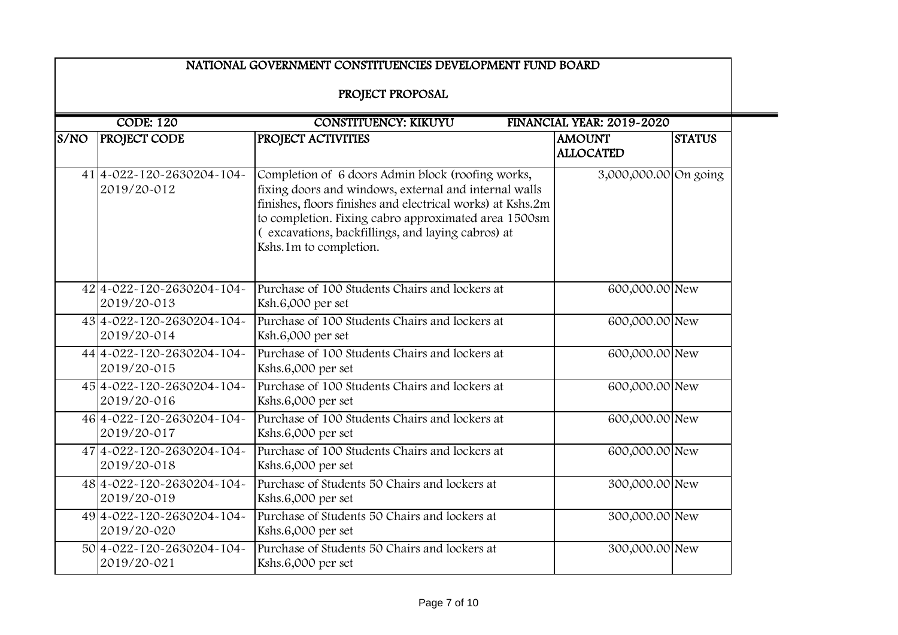## NATIONAL GOVERNMENT CONSTITUENCIES DEVELOPMENT FUND BOARD

### PROJECT PROPOSAL

**CODE: 120** | **CONSTITUENCY: KIKUYU** | **FINANCIAL YEAR: 2019-2020**

| S/NO | PROJECT CODE | PROJECT ACTIVITIES | AMOUNT ALLOCATED | STATUS |
|---|---|---|---|---|
| 41 | 4-022-120-2630204-104-2019/20-012 | Completion of 6 doors Admin block (roofing works, fixing doors and windows, external and internal walls finishes, floors finishes and electrical works) at Kshs.2m to completion. Fixing cabro approximated area 1500sm ( excavations, backfillings, and laying cabros) at Kshs.1m to completion. | 3,000,000.00 | On going |
| 42 | 4-022-120-2630204-104-2019/20-013 | Purchase of 100 Students Chairs and lockers at Ksh.6,000 per set | 600,000.00 | New |
| 43 | 4-022-120-2630204-104-2019/20-014 | Purchase of 100 Students Chairs and lockers at Ksh.6,000 per set | 600,000.00 | New |
| 44 | 4-022-120-2630204-104-2019/20-015 | Purchase of 100 Students Chairs and lockers at Kshs.6,000 per set | 600,000.00 | New |
| 45 | 4-022-120-2630204-104-2019/20-016 | Purchase of 100 Students Chairs and lockers at Kshs.6,000 per set | 600,000.00 | New |
| 46 | 4-022-120-2630204-104-2019/20-017 | Purchase of 100 Students Chairs and lockers at Kshs.6,000 per set | 600,000.00 | New |
| 47 | 4-022-120-2630204-104-2019/20-018 | Purchase of 100 Students Chairs and lockers at Kshs.6,000 per set | 600,000.00 | New |
| 48 | 4-022-120-2630204-104-2019/20-019 | Purchase of Students 50 Chairs and lockers at Kshs.6,000 per set | 300,000.00 | New |
| 49 | 4-022-120-2630204-104-2019/20-020 | Purchase of Students 50 Chairs and lockers at Kshs.6,000 per set | 300,000.00 | New |
| 50 | 4-022-120-2630204-104-2019/20-021 | Purchase of Students 50 Chairs and lockers at Kshs.6,000 per set | 300,000.00 | New |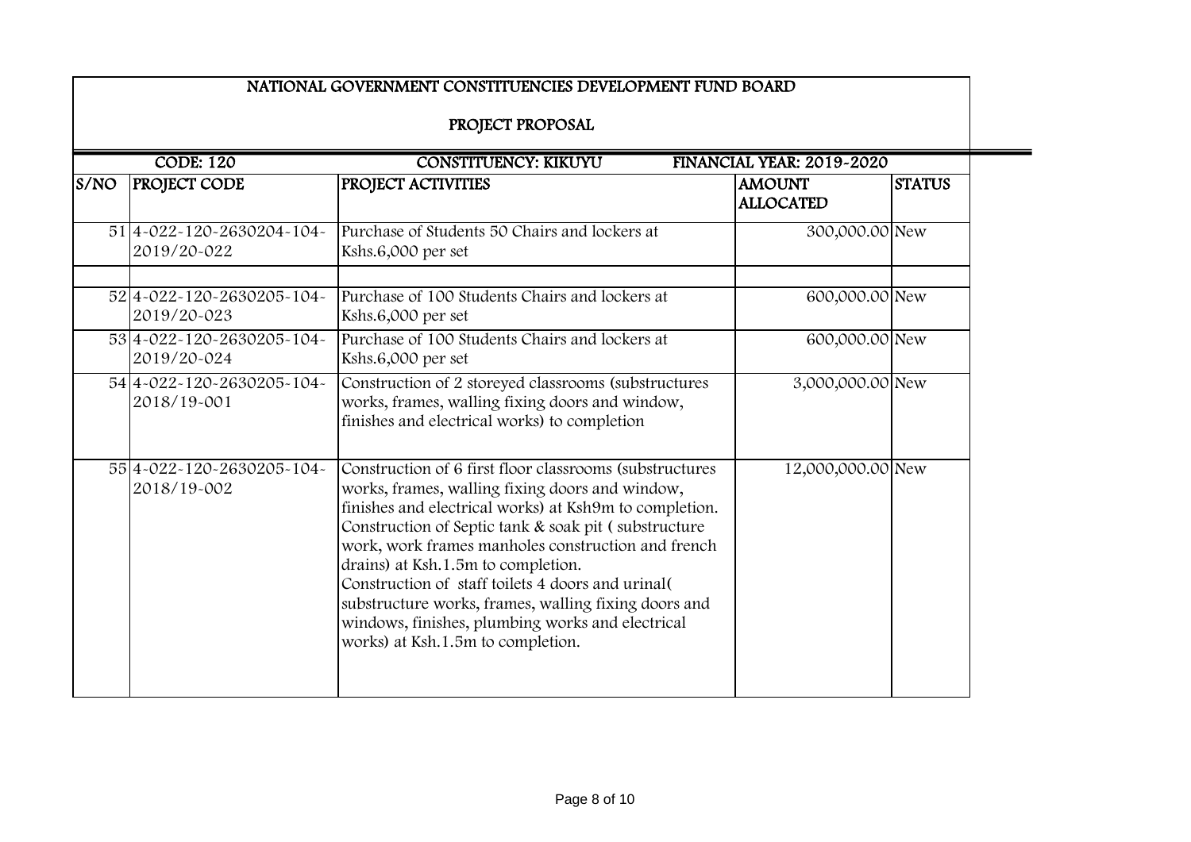# NATIONAL GOVERNMENT CONSTITUENCIES DEVELOPMENT FUND BOARD

## PROJECT PROPOSAL

| CODE: 120 | | CONSTITUENCY: KIKUYU | FINANCIAL YEAR: 2019-2020 | |
|---|---|---|---|---|
| S/NO | PROJECT CODE | PROJECT ACTIVITIES | AMOUNT ALLOCATED | STATUS |
| 51 | 4-022-120-2630204-104-2019/20-022 | Purchase of Students 50 Chairs and lockers at Kshs.6,000 per set | 300,000.00 | New |
| | | | | |
| 52 | 4-022-120-2630205-104-2019/20-023 | Purchase of 100 Students Chairs and lockers at Kshs.6,000 per set | 600,000.00 | New |
| 53 | 4-022-120-2630205-104-2019/20-024 | Purchase of 100 Students Chairs and lockers at Kshs.6,000 per set | 600,000.00 | New |
| 54 | 4-022-120-2630205-104-2018/19-001 | Construction of 2 storeyed classrooms (substructures works, frames, walling fixing doors and window, finishes and electrical works) to completion | 3,000,000.00 | New |
| 55 | 4-022-120-2630205-104-2018/19-002 | Construction of 6 first floor classrooms (substructures works, frames, walling fixing doors and window, finishes and electrical works) at Ksh9m to completion. Construction of Septic tank & soak pit ( substructure work, work frames manholes construction and french drains) at Ksh.1.5m to completion. Construction of staff toilets 4 doors and urinal( substructure works, frames, walling fixing doors and windows, finishes, plumbing works and electrical works) at Ksh.1.5m to completion. | 12,000,000.00 | New |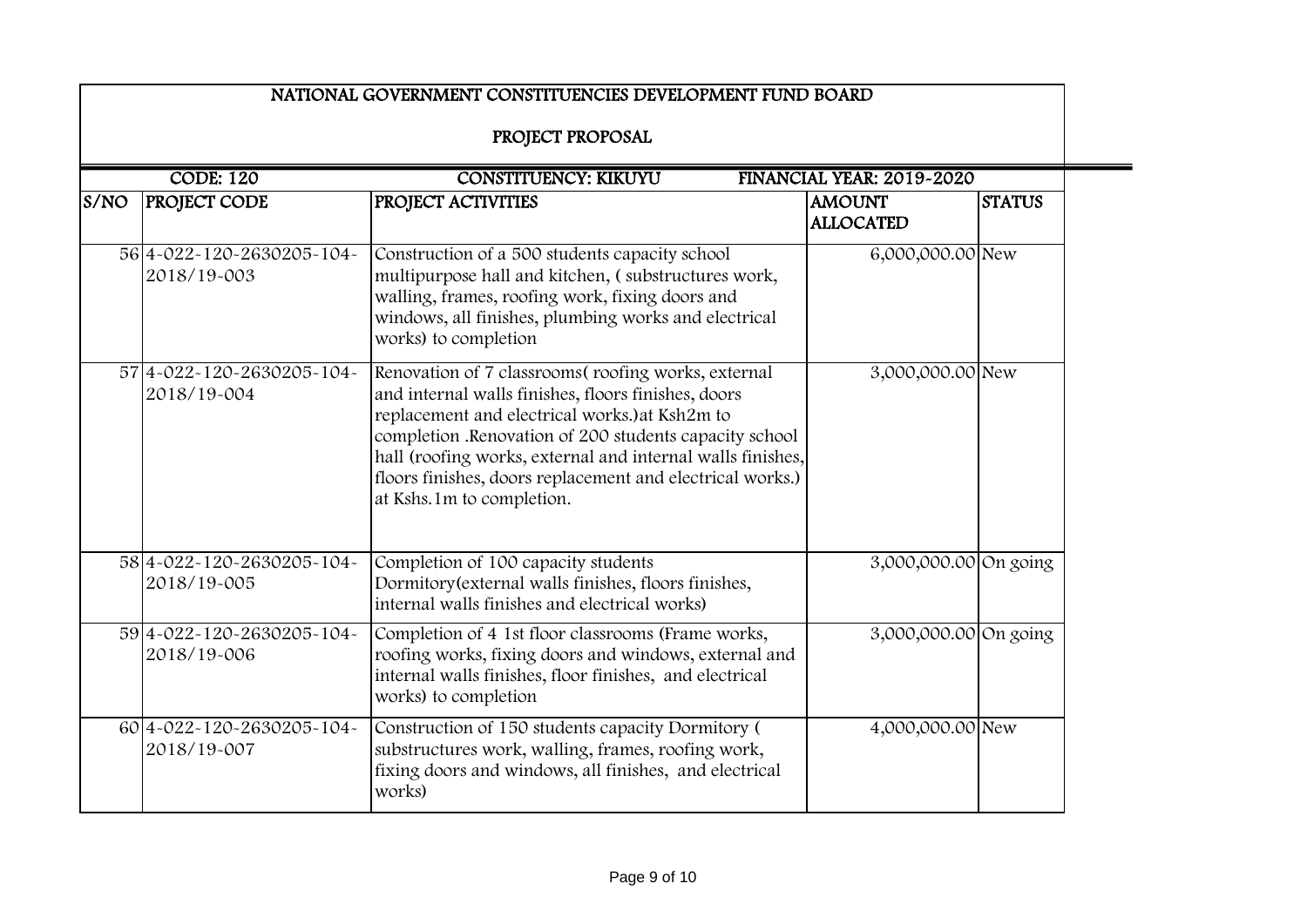# NATIONAL GOVERNMENT CONSTITUENCIES DEVELOPMENT FUND BOARD

## PROJECT PROPOSAL

**CODE: 120** | **CONSTITUENCY: KIKUYU** | **FINANCIAL YEAR: 2019-2020**

| S/NO | PROJECT CODE | PROJECT ACTIVITIES | AMOUNT ALLOCATED | STATUS |
|---|---|---|---|---|
| 56 | 4-022-120-2630205-104-2018/19-003 | Construction of a 500 students capacity school multipurpose hall and kitchen, ( substructures work, walling, frames, roofing work, fixing doors and windows, all finishes, plumbing works and electrical works) to completion | 6,000,000.00 | New |
| 57 | 4-022-120-2630205-104-2018/19-004 | Renovation of 7 classrooms( roofing works, external and internal walls finishes, floors finishes, doors replacement and electrical works.)at Ksh2m to completion .Renovation of 200 students capacity school hall (roofing works, external and internal walls finishes, floors finishes, doors replacement and electrical works.) at Kshs.1m to completion. | 3,000,000.00 | New |
| 58 | 4-022-120-2630205-104-2018/19-005 | Completion of 100 capacity students Dormitory(external walls finishes, floors finishes, internal walls finishes and electrical works) | 3,000,000.00 | On going |
| 59 | 4-022-120-2630205-104-2018/19-006 | Completion of 4 1st floor classrooms (Frame works, roofing works, fixing doors and windows, external and internal walls finishes, floor finishes, and electrical works) to completion | 3,000,000.00 | On going |
| 60 | 4-022-120-2630205-104-2018/19-007 | Construction of 150 students capacity Dormitory ( substructures work, walling, frames, roofing work, fixing doors and windows, all finishes, and electrical works) | 4,000,000.00 | New |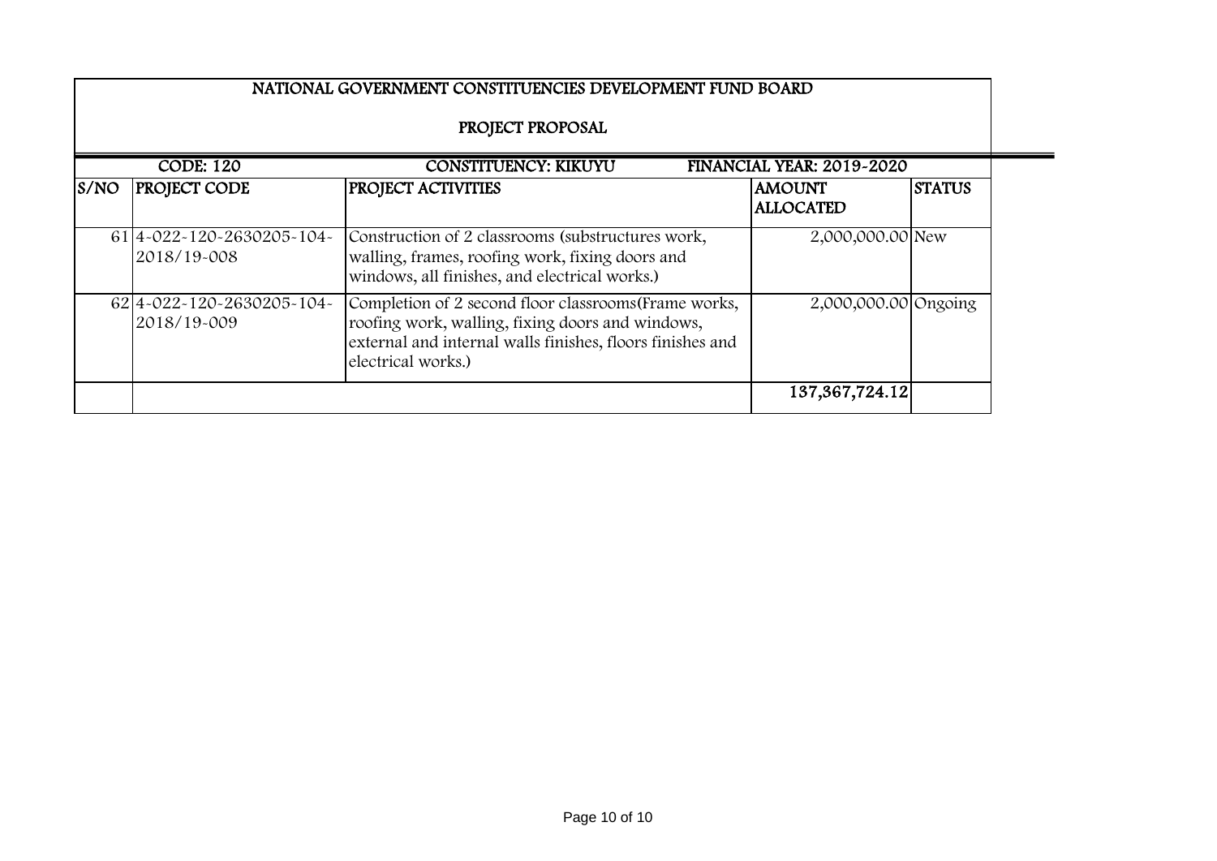# NATIONAL GOVERNMENT CONSTITUENCIES DEVELOPMENT FUND BOARD

## PROJECT PROPOSAL

**CODE: 120** | **CONSTITUENCY: KIKUYU** | **FINANCIAL YEAR: 2019-2020**

| S/NO | PROJECT CODE | PROJECT ACTIVITIES | AMOUNT ALLOCATED | STATUS |
|---|---|---|---|---|
| 61 | 4-022-120-2630205-104-2018/19-008 | Construction of 2 classrooms (substructures work, walling, frames, roofing work, fixing doors and windows, all finishes, and electrical works.) | 2,000,000.00 | New |
| 62 | 4-022-120-2630205-104-2018/19-009 | Completion of 2 second floor classrooms(Frame works, roofing work, walling, fixing doors and windows, external and internal walls finishes, floors finishes and electrical works.) | 2,000,000.00 | Ongoing |
| | | | **137,367,724.12** | |